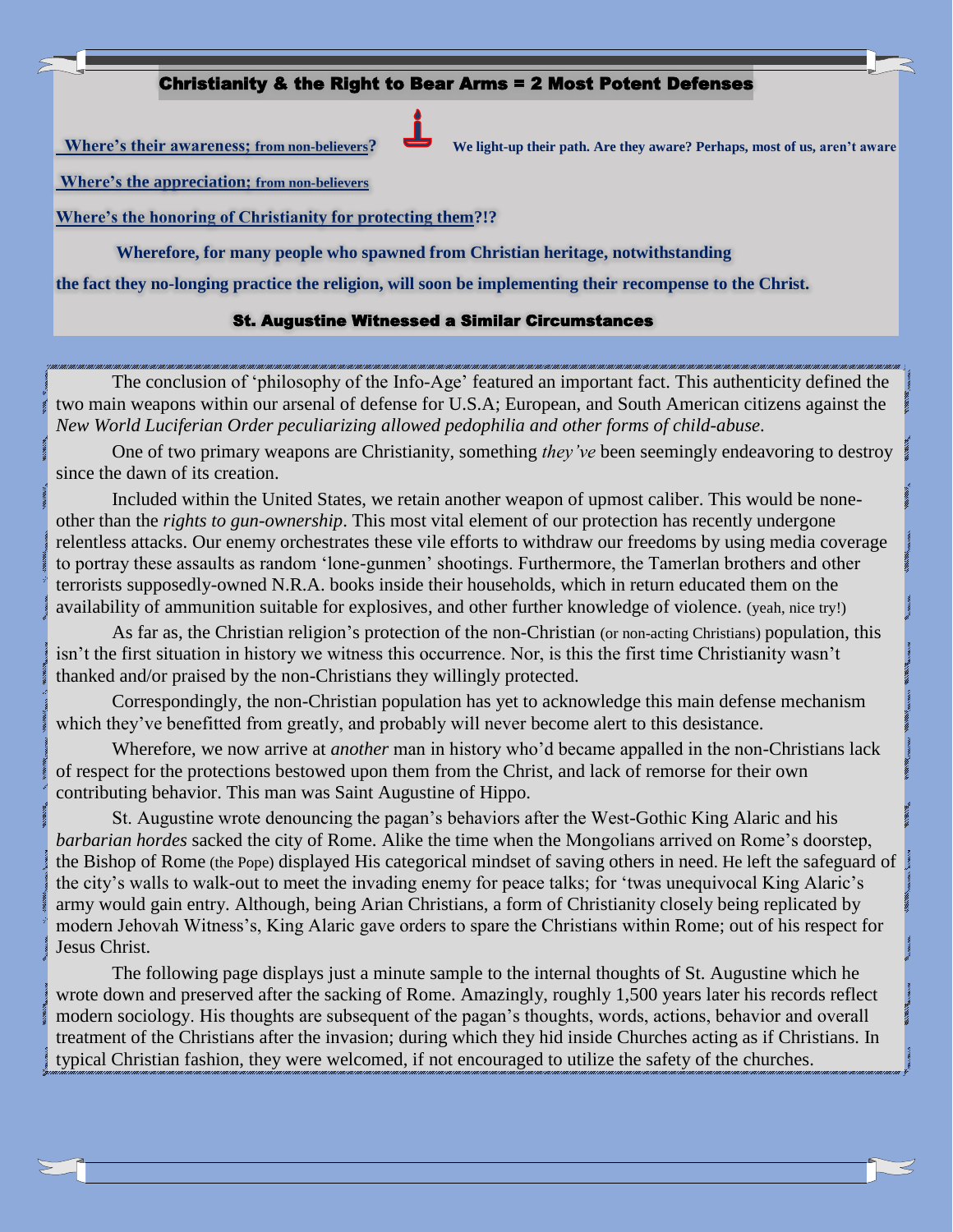## Christianity & the Right to Bear Arms = 2 Most Potent Defenses

**Where's their awareness; from non-believers?** **We light-up their path. Are they aware? Perhaps, most of us, aren't aware**

**Where's the appreciation; from non-believers**

**Where's the honoring of Christianity for protecting them?!?**

**Wherefore, for many people who spawned from Christian heritage, notwithstanding the fact they no-longing practice the religion, will soon be implementing their recompense to the Christ.**

### St. Augustine Witnessed a Similar Circumstances

The conclusion of 'philosophy of the Info-Age' featured an important fact. This authenticity defined the two main weapons within our arsenal of defense for U.S.A; European, and South American citizens against the *New World Luciferian Order peculiarizing allowed pedophilia and other forms of child-abuse*.

One of two primary weapons are Christianity, something *they've* been seemingly endeavoring to destroy since the dawn of its creation.

Included within the United States, we retain another weapon of upmost caliber. This would be none-other than the *rights to gun-ownership*. This most vital element of our protection has recently undergone relentless attacks. Our enemy orchestrates these vile efforts to withdraw our freedoms by using media coverage to portray these assaults as random 'lone-gunmen' shootings. Furthermore, the Tamerlan brothers and other terrorists supposedly-owned N.R.A. books inside their households, which in return educated them on the availability of ammunition suitable for explosives, and other further knowledge of violence. (yeah, nice try!)

As far as, the Christian religion's protection of the non-Christian (or non-acting Christians) population, this isn't the first situation in history we witness this occurrence. Nor, is this the first time Christianity wasn't thanked and/or praised by the non-Christians they willingly protected.

Correspondingly, the non-Christian population has yet to acknowledge this main defense mechanism which they've benefitted from greatly, and probably will never become alert to this desistance.

Wherefore, we now arrive at *another* man in history who'd became appalled in the non-Christians lack of respect for the protections bestowed upon them from the Christ, and lack of remorse for their own contributing behavior. This man was Saint Augustine of Hippo.

St. Augustine wrote denouncing the pagan's behaviors after the West-Gothic King Alaric and his *barbarian hordes* sacked the city of Rome. Alike the time when the Mongolians arrived on Rome's doorstep, the Bishop of Rome (the Pope) displayed His categorical mindset of saving others in need. He left the safeguard of the city's walls to walk-out to meet the invading enemy for peace talks; for 'twas unequivocal King Alaric's army would gain entry. Although, being Arian Christians, a form of Christianity closely being replicated by modern Jehovah Witness's, King Alaric gave orders to spare the Christians within Rome; out of his respect for Jesus Christ.

The following page displays just a minute sample to the internal thoughts of St. Augustine which he wrote down and preserved after the sacking of Rome. Amazingly, roughly 1,500 years later his records reflect modern sociology. His thoughts are subsequent of the pagan's thoughts, words, actions, behavior and overall treatment of the Christians after the invasion; during which they hid inside Churches acting as if Christians. In typical Christian fashion, they were welcomed, if not encouraged to utilize the safety of the churches.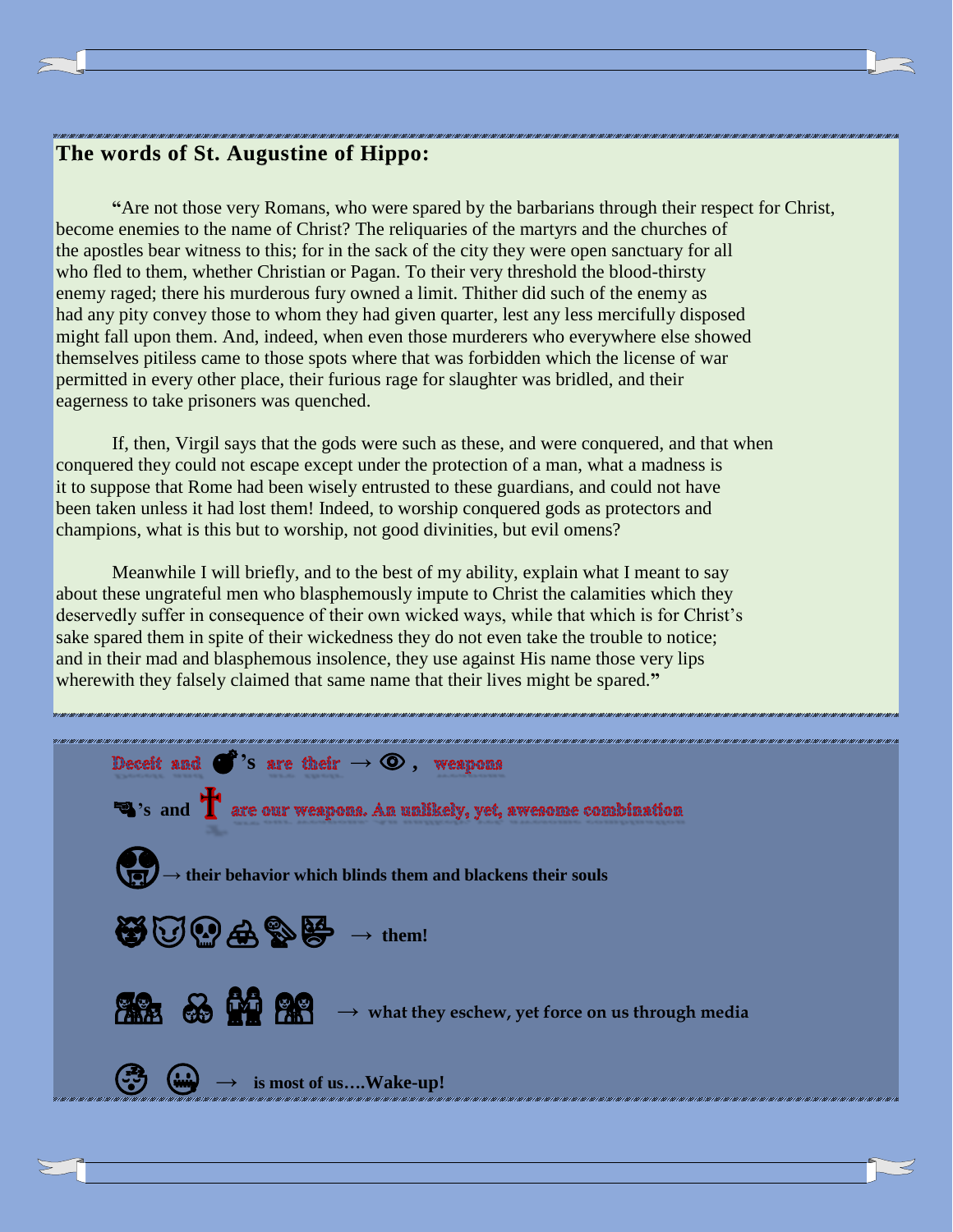## The words of St. Augustine of Hippo:

"Are not those very Romans, who were spared by the barbarians through their respect for Christ, become enemies to the name of Christ? The reliquaries of the martyrs and the churches of the apostles bear witness to this; for in the sack of the city they were open sanctuary for all who fled to them, whether Christian or Pagan. To their very threshold the blood-thirsty enemy raged; there his murderous fury owned a limit. Thither did such of the enemy as had any pity convey those to whom they had given quarter, lest any less mercifully disposed might fall upon them. And, indeed, when even those murderers who everywhere else showed themselves pitiless came to those spots where that was forbidden which the license of war permitted in every other place, their furious rage for slaughter was bridled, and their eagerness to take prisoners was quenched.

If, then, Virgil says that the gods were such as these, and were conquered, and that when conquered they could not escape except under the protection of a man, what a madness is it to suppose that Rome had been wisely entrusted to these guardians, and could not have been taken unless it had lost them! Indeed, to worship conquered gods as protectors and champions, what is this but to worship, not good divinities, but evil omens?

Meanwhile I will briefly, and to the best of my ability, explain what I meant to say about these ungrateful men who blasphemously impute to Christ the calamities which they deservedly suffer in consequence of their own wicked ways, while that which is for Christ's sake spared them in spite of their wickedness they do not even take the trouble to notice; and in their mad and blasphemous insolence, they use against His name those very lips wherewith they falsely claimed that same name that their lives might be spared."

Deceit and 💣's are their → 👁, weapons

✍'s and ✝ are our weapons. An unlikely, yet, awesome combination

→ **their behavior which blinds them and blackens their souls**

👹😈💀💩🦉 → **them!**

→ **what they eschew, yet force on us through media**

😵 😬 → **is most of us….Wake-up!**